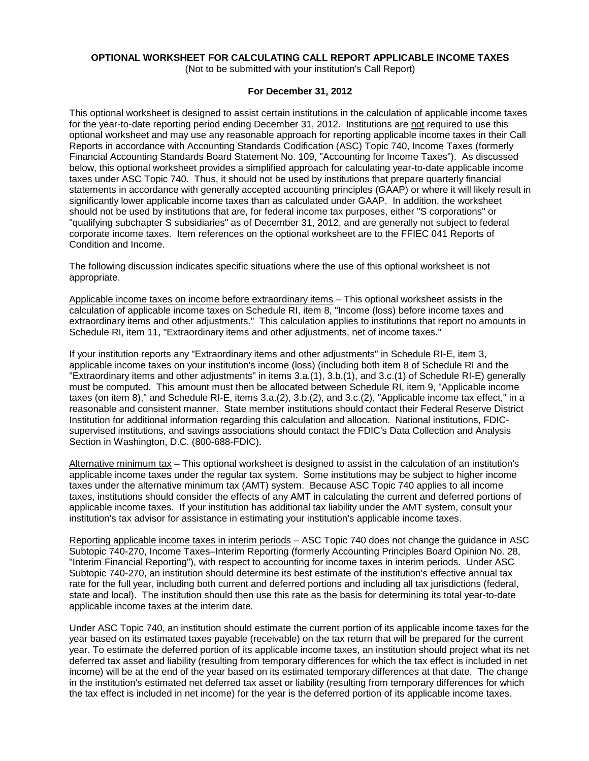**OPTIONAL WORKSHEET FOR CALCULATING CALL REPORT APPLICABLE INCOME TAXES**
(Not to be submitted with your institution's Call Report)

**For December 31, 2012**

This optional worksheet is designed to assist certain institutions in the calculation of applicable income taxes for the year-to-date reporting period ending December 31, 2012. Institutions are not required to use this optional worksheet and may use any reasonable approach for reporting applicable income taxes in their Call Reports in accordance with Accounting Standards Codification (ASC) Topic 740, Income Taxes (formerly Financial Accounting Standards Board Statement No. 109, "Accounting for Income Taxes"). As discussed below, this optional worksheet provides a simplified approach for calculating year-to-date applicable income taxes under ASC Topic 740. Thus, it should not be used by institutions that prepare quarterly financial statements in accordance with generally accepted accounting principles (GAAP) or where it will likely result in significantly lower applicable income taxes than as calculated under GAAP. In addition, the worksheet should not be used by institutions that are, for federal income tax purposes, either "S corporations" or "qualifying subchapter S subsidiaries" as of December 31, 2012, and are generally not subject to federal corporate income taxes. Item references on the optional worksheet are to the FFIEC 041 Reports of Condition and Income.

The following discussion indicates specific situations where the use of this optional worksheet is not appropriate.

Applicable income taxes on income before extraordinary items – This optional worksheet assists in the calculation of applicable income taxes on Schedule RI, item 8, "Income (loss) before income taxes and extraordinary items and other adjustments." This calculation applies to institutions that report no amounts in Schedule RI, item 11, "Extraordinary items and other adjustments, net of income taxes."

If your institution reports any "Extraordinary items and other adjustments" in Schedule RI-E, item 3, applicable income taxes on your institution's income (loss) (including both item 8 of Schedule RI and the "Extraordinary items and other adjustments" in items 3.a.(1), 3.b.(1), and 3.c.(1) of Schedule RI-E) generally must be computed. This amount must then be allocated between Schedule RI, item 9, "Applicable income taxes (on item 8)," and Schedule RI-E, items 3.a.(2), 3.b.(2), and 3.c.(2), "Applicable income tax effect," in a reasonable and consistent manner. State member institutions should contact their Federal Reserve District Institution for additional information regarding this calculation and allocation. National institutions, FDIC-supervised institutions, and savings associations should contact the FDIC's Data Collection and Analysis Section in Washington, D.C. (800-688-FDIC).

Alternative minimum tax – This optional worksheet is designed to assist in the calculation of an institution's applicable income taxes under the regular tax system. Some institutions may be subject to higher income taxes under the alternative minimum tax (AMT) system. Because ASC Topic 740 applies to all income taxes, institutions should consider the effects of any AMT in calculating the current and deferred portions of applicable income taxes. If your institution has additional tax liability under the AMT system, consult your institution's tax advisor for assistance in estimating your institution's applicable income taxes.

Reporting applicable income taxes in interim periods – ASC Topic 740 does not change the guidance in ASC Subtopic 740-270, Income Taxes–Interim Reporting (formerly Accounting Principles Board Opinion No. 28, "Interim Financial Reporting"), with respect to accounting for income taxes in interim periods. Under ASC Subtopic 740-270, an institution should determine its best estimate of the institution's effective annual tax rate for the full year, including both current and deferred portions and including all tax jurisdictions (federal, state and local). The institution should then use this rate as the basis for determining its total year-to-date applicable income taxes at the interim date.

Under ASC Topic 740, an institution should estimate the current portion of its applicable income taxes for the year based on its estimated taxes payable (receivable) on the tax return that will be prepared for the current year. To estimate the deferred portion of its applicable income taxes, an institution should project what its net deferred tax asset and liability (resulting from temporary differences for which the tax effect is included in net income) will be at the end of the year based on its estimated temporary differences at that date. The change in the institution's estimated net deferred tax asset or liability (resulting from temporary differences for which the tax effect is included in net income) for the year is the deferred portion of its applicable income taxes.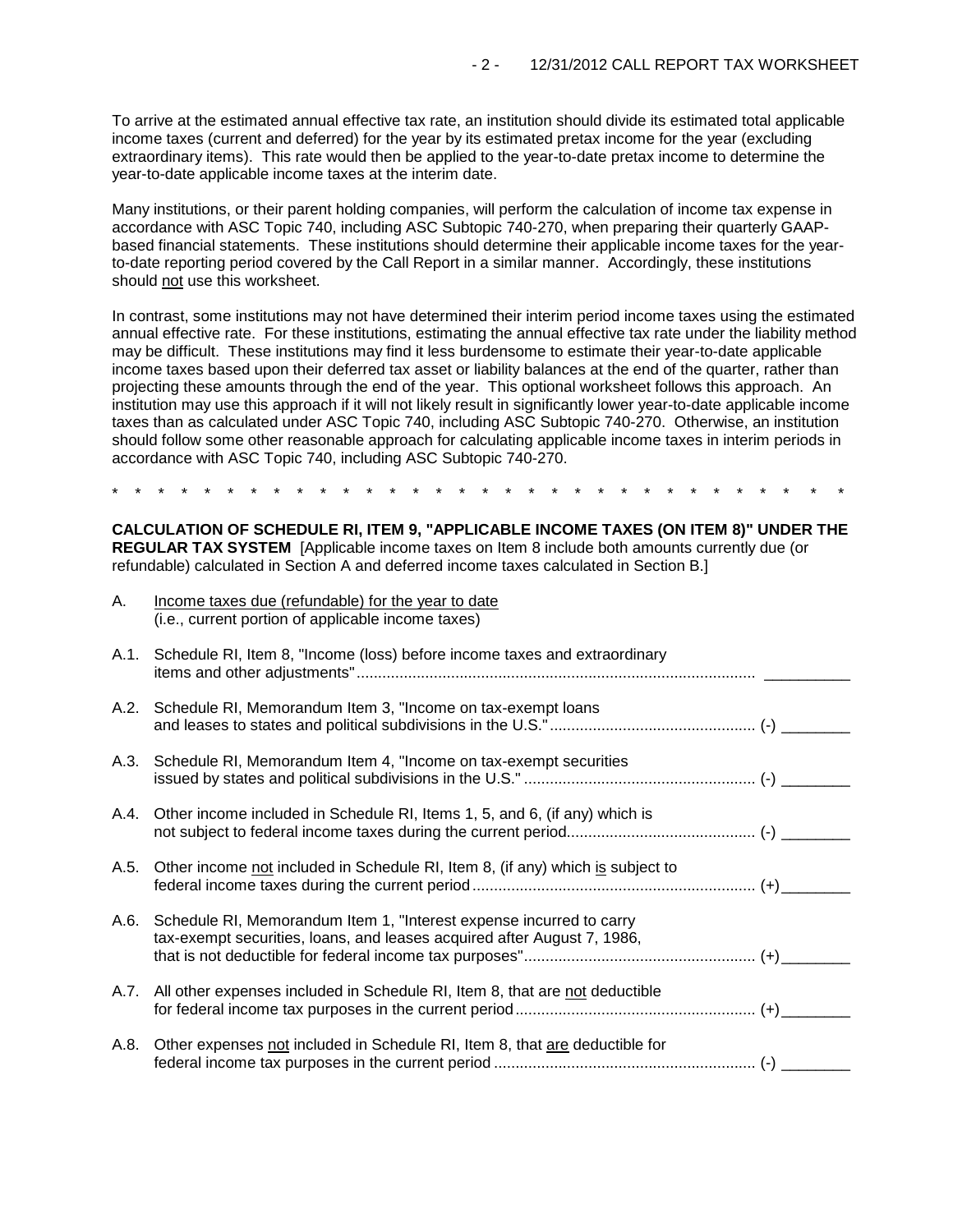To arrive at the estimated annual effective tax rate, an institution should divide its estimated total applicable income taxes (current and deferred) for the year by its estimated pretax income for the year (excluding extraordinary items). This rate would then be applied to the year-to-date pretax income to determine the year-to-date applicable income taxes at the interim date.

Many institutions, or their parent holding companies, will perform the calculation of income tax expense in accordance with ASC Topic 740, including ASC Subtopic 740-270, when preparing their quarterly GAAP-based financial statements. These institutions should determine their applicable income taxes for the year-to-date reporting period covered by the Call Report in a similar manner. Accordingly, these institutions should not use this worksheet.

In contrast, some institutions may not have determined their interim period income taxes using the estimated annual effective rate. For these institutions, estimating the annual effective tax rate under the liability method may be difficult. These institutions may find it less burdensome to estimate their year-to-date applicable income taxes based upon their deferred tax asset or liability balances at the end of the quarter, rather than projecting these amounts through the end of the year. This optional worksheet follows this approach. An institution may use this approach if it will not likely result in significantly lower year-to-date applicable income taxes than as calculated under ASC Topic 740, including ASC Subtopic 740-270. Otherwise, an institution should follow some other reasonable approach for calculating applicable income taxes in interim periods in accordance with ASC Topic 740, including ASC Subtopic 740-270.

* * * * * * * * * * * * * * * * * * * * * * * * * * * * * * * * *

**CALCULATION OF SCHEDULE RI, ITEM 9, "APPLICABLE INCOME TAXES (ON ITEM 8)" UNDER THE REGULAR TAX SYSTEM** [Applicable income taxes on Item 8 include both amounts currently due (or refundable) calculated in Section A and deferred income taxes calculated in Section B.]

A. Income taxes due (refundable) for the year to date
(i.e., current portion of applicable income taxes)

A.1. Schedule RI, Item 8, "Income (loss) before income taxes and extraordinary items and other adjustments" .......... __________

A.2. Schedule RI, Memorandum Item 3, "Income on tax-exempt loans and leases to states and political subdivisions in the U.S." .......... (-) ________

A.3. Schedule RI, Memorandum Item 4, "Income on tax-exempt securities issued by states and political subdivisions in the U.S." .......... (-) ________

A.4. Other income included in Schedule RI, Items 1, 5, and 6, (if any) which is not subject to federal income taxes during the current period .......... (-) ________

A.5. Other income not included in Schedule RI, Item 8, (if any) which is subject to federal income taxes during the current period .......... (+) ________

A.6. Schedule RI, Memorandum Item 1, "Interest expense incurred to carry tax-exempt securities, loans, and leases acquired after August 7, 1986, that is not deductible for federal income tax purposes" .......... (+) ________

A.7. All other expenses included in Schedule RI, Item 8, that are not deductible for federal income tax purposes in the current period .......... (+) ________

A.8. Other expenses not included in Schedule RI, Item 8, that are deductible for federal income tax purposes in the current period .......... (-) ________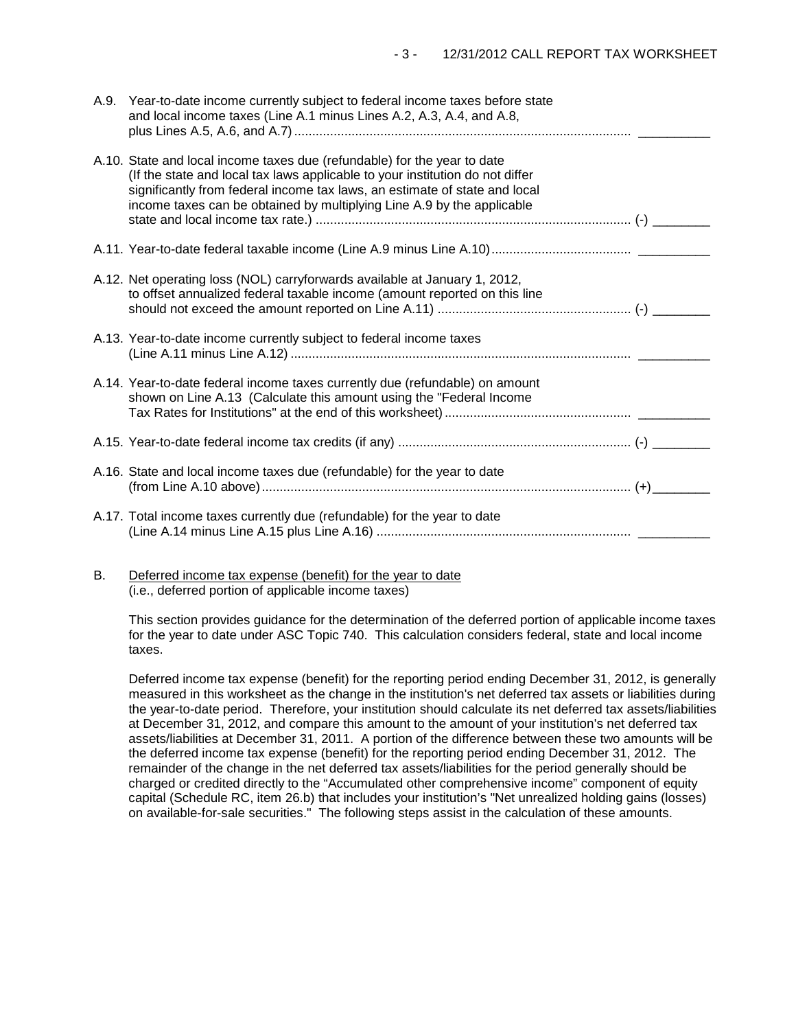A.9. Year-to-date income currently subject to federal income taxes before state and local income taxes (Line A.1 minus Lines A.2, A.3, A.4, and A.8, plus Lines A.5, A.6, and A.7) .............................................................................................. __________

A.10. State and local income taxes due (refundable) for the year to date (If the state and local tax laws applicable to your institution do not differ significantly from federal income tax laws, an estimate of state and local income taxes can be obtained by multiplying Line A.9 by the applicable state and local income tax rate.) ....................................................................................... (-) ________

A.11. Year-to-date federal taxable income (Line A.9 minus Line A.10) ....................................... __________

A.12. Net operating loss (NOL) carryforwards available at January 1, 2012, to offset annualized federal taxable income (amount reported on this line should not exceed the amount reported on Line A.11) ...................................................... (-) ________

A.13. Year-to-date income currently subject to federal income taxes (Line A.11 minus Line A.12) .............................................................................................. __________

A.14. Year-to-date federal income taxes currently due (refundable) on amount shown on Line A.13 (Calculate this amount using the "Federal Income Tax Rates for Institutions" at the end of this worksheet) .................................................... __________

A.15. Year-to-date federal income tax credits (if any) ................................................................. (-) ________

A.16. State and local income taxes due (refundable) for the year to date (from Line A.10 above) ....................................................................................................... (+)________

A.17. Total income taxes currently due (refundable) for the year to date (Line A.14 minus Line A.15 plus Line A.16) ....................................................................... __________

B. Deferred income tax expense (benefit) for the year to date
(i.e., deferred portion of applicable income taxes)

This section provides guidance for the determination of the deferred portion of applicable income taxes for the year to date under ASC Topic 740. This calculation considers federal, state and local income taxes.

Deferred income tax expense (benefit) for the reporting period ending December 31, 2012, is generally measured in this worksheet as the change in the institution's net deferred tax assets or liabilities during the year-to-date period. Therefore, your institution should calculate its net deferred tax assets/liabilities at December 31, 2012, and compare this amount to the amount of your institution's net deferred tax assets/liabilities at December 31, 2011. A portion of the difference between these two amounts will be the deferred income tax expense (benefit) for the reporting period ending December 31, 2012. The remainder of the change in the net deferred tax assets/liabilities for the period generally should be charged or credited directly to the "Accumulated other comprehensive income" component of equity capital (Schedule RC, item 26.b) that includes your institution's "Net unrealized holding gains (losses) on available-for-sale securities." The following steps assist in the calculation of these amounts.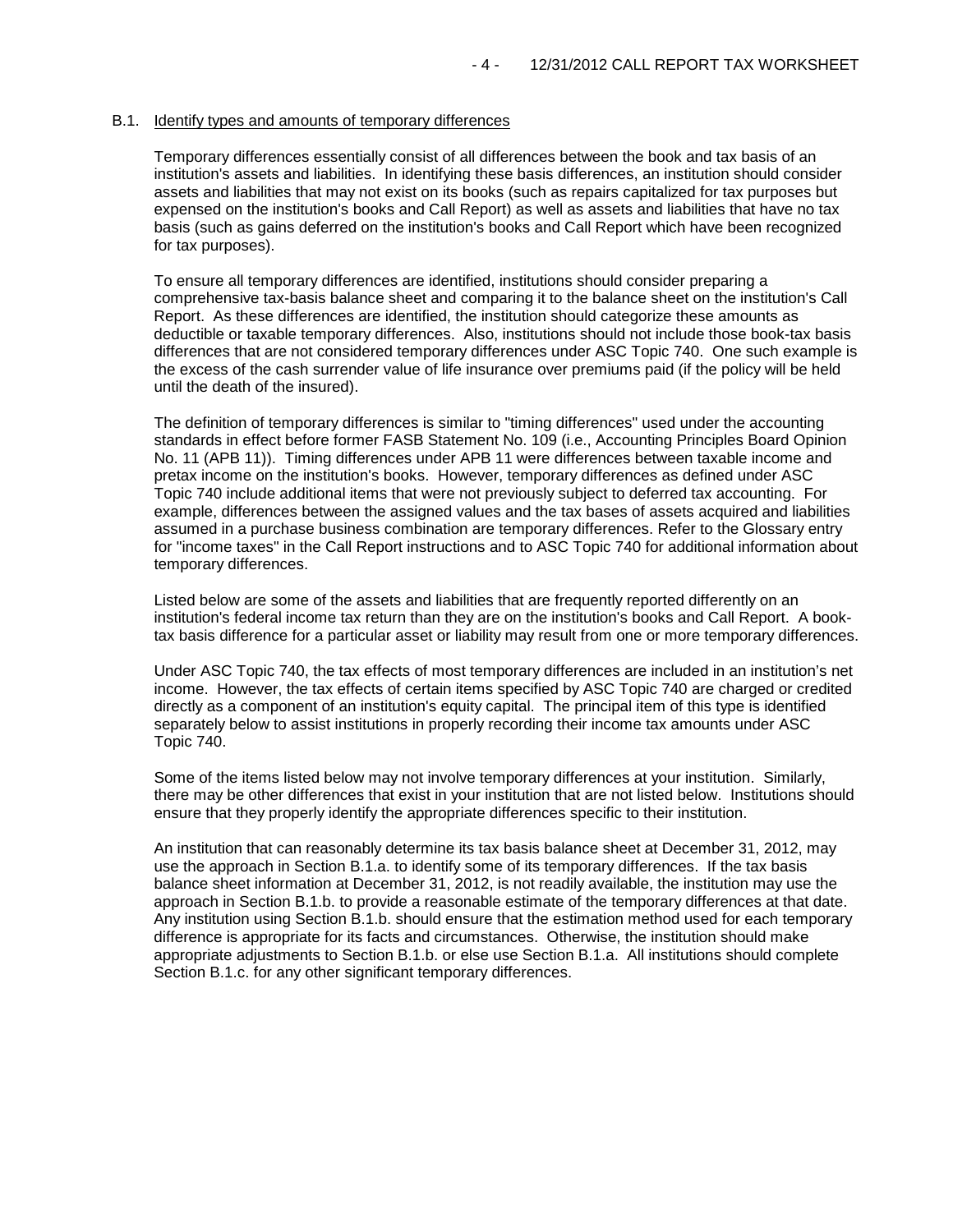## B.1. Identify types and amounts of temporary differences

Temporary differences essentially consist of all differences between the book and tax basis of an institution's assets and liabilities. In identifying these basis differences, an institution should consider assets and liabilities that may not exist on its books (such as repairs capitalized for tax purposes but expensed on the institution's books and Call Report) as well as assets and liabilities that have no tax basis (such as gains deferred on the institution's books and Call Report which have been recognized for tax purposes).

To ensure all temporary differences are identified, institutions should consider preparing a comprehensive tax-basis balance sheet and comparing it to the balance sheet on the institution's Call Report. As these differences are identified, the institution should categorize these amounts as deductible or taxable temporary differences. Also, institutions should not include those book-tax basis differences that are not considered temporary differences under ASC Topic 740. One such example is the excess of the cash surrender value of life insurance over premiums paid (if the policy will be held until the death of the insured).

The definition of temporary differences is similar to "timing differences" used under the accounting standards in effect before former FASB Statement No. 109 (i.e., Accounting Principles Board Opinion No. 11 (APB 11)). Timing differences under APB 11 were differences between taxable income and pretax income on the institution's books. However, temporary differences as defined under ASC Topic 740 include additional items that were not previously subject to deferred tax accounting. For example, differences between the assigned values and the tax bases of assets acquired and liabilities assumed in a purchase business combination are temporary differences. Refer to the Glossary entry for "income taxes" in the Call Report instructions and to ASC Topic 740 for additional information about temporary differences.

Listed below are some of the assets and liabilities that are frequently reported differently on an institution's federal income tax return than they are on the institution's books and Call Report. A book-tax basis difference for a particular asset or liability may result from one or more temporary differences.

Under ASC Topic 740, the tax effects of most temporary differences are included in an institution's net income. However, the tax effects of certain items specified by ASC Topic 740 are charged or credited directly as a component of an institution's equity capital. The principal item of this type is identified separately below to assist institutions in properly recording their income tax amounts under ASC Topic 740.

Some of the items listed below may not involve temporary differences at your institution. Similarly, there may be other differences that exist in your institution that are not listed below. Institutions should ensure that they properly identify the appropriate differences specific to their institution.

An institution that can reasonably determine its tax basis balance sheet at December 31, 2012, may use the approach in Section B.1.a. to identify some of its temporary differences. If the tax basis balance sheet information at December 31, 2012, is not readily available, the institution may use the approach in Section B.1.b. to provide a reasonable estimate of the temporary differences at that date. Any institution using Section B.1.b. should ensure that the estimation method used for each temporary difference is appropriate for its facts and circumstances. Otherwise, the institution should make appropriate adjustments to Section B.1.b. or else use Section B.1.a. All institutions should complete Section B.1.c. for any other significant temporary differences.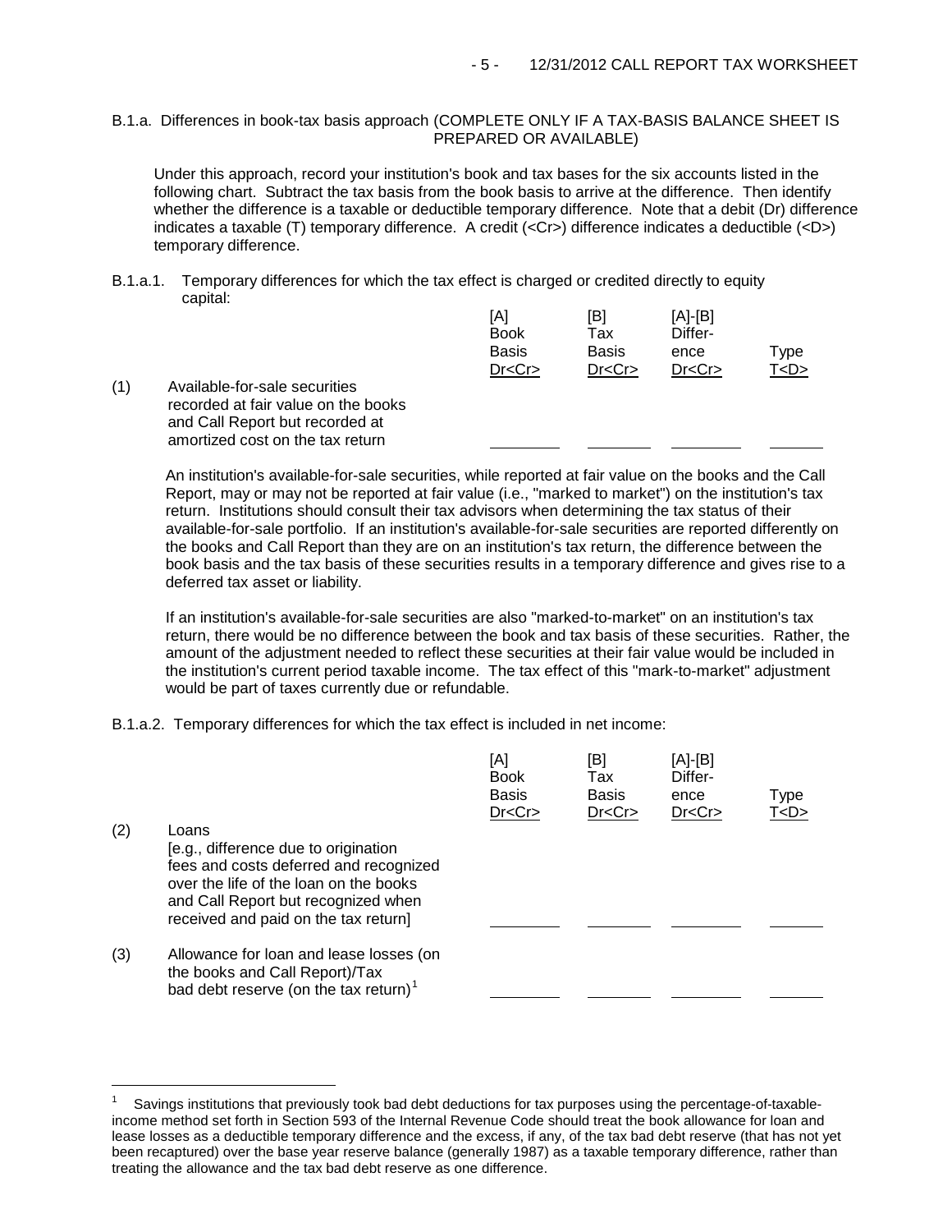B.1.a. Differences in book-tax basis approach (COMPLETE ONLY IF A TAX-BASIS BALANCE SHEET IS PREPARED OR AVAILABLE)

Under this approach, record your institution's book and tax bases for the six accounts listed in the following chart. Subtract the tax basis from the book basis to arrive at the difference. Then identify whether the difference is a taxable or deductible temporary difference. Note that a debit (Dr) difference indicates a taxable (T) temporary difference. A credit (<Cr>) difference indicates a deductible (<D>) temporary difference.

B.1.a.1. Temporary differences for which the tax effect is charged or credited directly to equity capital:

| | | [A] Book Basis Dr<Cr> | [B] Tax Basis Dr<Cr> | [A]-[B] Difference Dr<Cr> | Type T<D> |
|---|---|---|---|---|---|
| (1) | Available-for-sale securities recorded at fair value on the books and Call Report but recorded at amortized cost on the tax return | ________ | ________ | ________ | ______ |

An institution's available-for-sale securities, while reported at fair value on the books and the Call Report, may or may not be reported at fair value (i.e., "marked to market") on the institution's tax return. Institutions should consult their tax advisors when determining the tax status of their available-for-sale portfolio. If an institution's available-for-sale securities are reported differently on the books and Call Report than they are on an institution's tax return, the difference between the book basis and the tax basis of these securities results in a temporary difference and gives rise to a deferred tax asset or liability.

If an institution's available-for-sale securities are also "marked-to-market" on an institution's tax return, there would be no difference between the book and tax basis of these securities. Rather, the amount of the adjustment needed to reflect these securities at their fair value would be included in the institution's current period taxable income. The tax effect of this "mark-to-market" adjustment would be part of taxes currently due or refundable.

B.1.a.2. Temporary differences for which the tax effect is included in net income:

| | | [A] Book Basis Dr<Cr> | [B] Tax Basis Dr<Cr> | [A]-[B] Difference Dr<Cr> | Type T<D> |
|---|---|---|---|---|---|
| (2) | Loans [e.g., difference due to origination fees and costs deferred and recognized over the life of the loan on the books and Call Report but recognized when received and paid on the tax return] | ________ | ________ | ________ | ______ |
| (3) | Allowance for loan and lease losses (on the books and Call Report)/Tax bad debt reserve (on the tax return)[1] | ________ | ________ | ________ | ______ |

[1] Savings institutions that previously took bad debt deductions for tax purposes using the percentage-of-taxable-income method set forth in Section 593 of the Internal Revenue Code should treat the book allowance for loan and lease losses as a deductible temporary difference and the excess, if any, of the tax bad debt reserve (that has not yet been recaptured) over the base year reserve balance (generally 1987) as a taxable temporary difference, rather than treating the allowance and the tax bad debt reserve as one difference.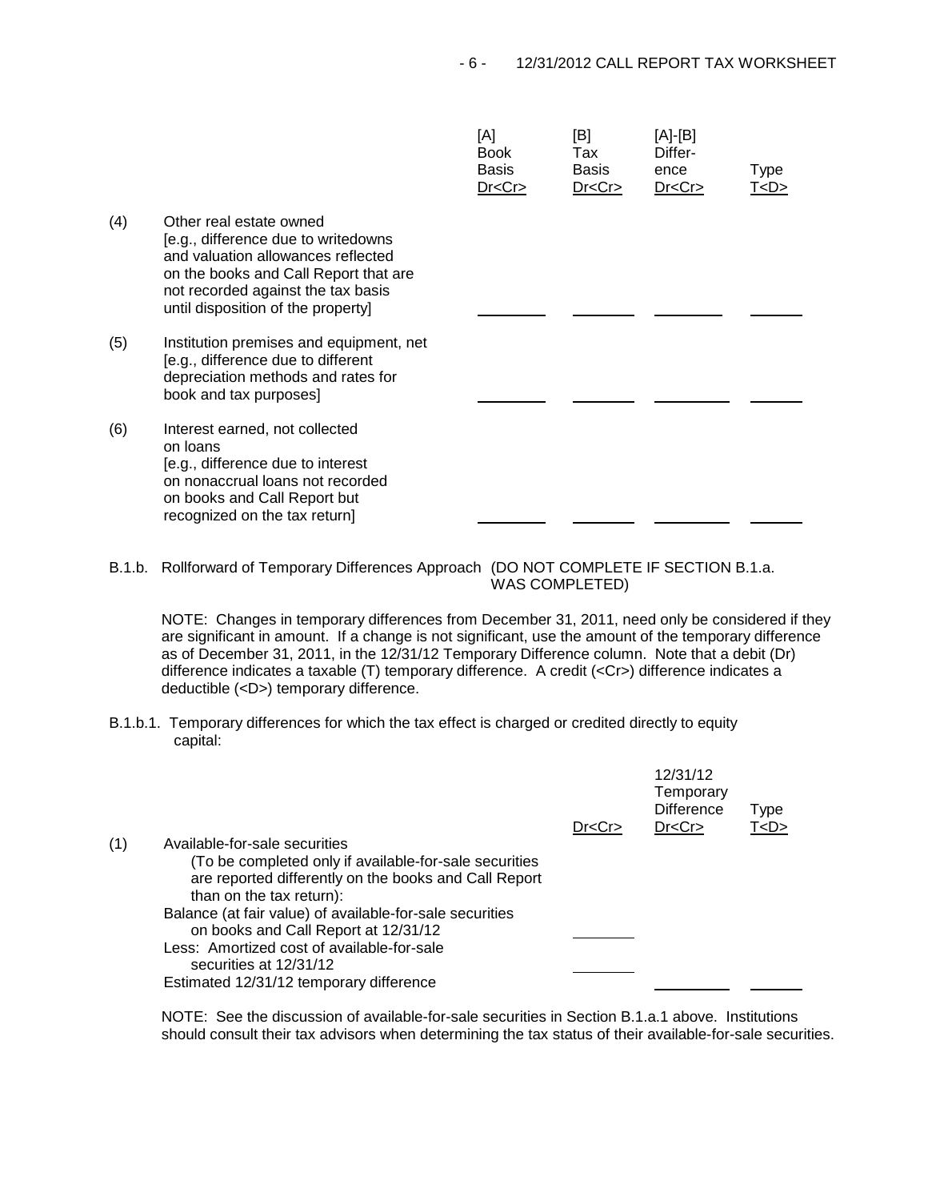| | | [A] Book Basis Dr<Cr> | [B] Tax Basis Dr<Cr> | [A]-[B] Difference Dr<Cr> | Type T<D> |
|---|---|---|---|---|---|
| (4) | Other real estate owned [e.g., difference due to writedowns and valuation allowances reflected on the books and Call Report that are not recorded against the tax basis until disposition of the property] | ________ | ________ | ________ | ______ |
| (5) | Institution premises and equipment, net [e.g., difference due to different depreciation methods and rates for book and tax purposes] | ________ | ________ | ________ | ______ |
| (6) | Interest earned, not collected on loans [e.g., difference due to interest on nonaccrual loans not recorded on books and Call Report but recognized on the tax return] | ________ | ________ | ________ | ______ |

B.1.b. Rollforward of Temporary Differences Approach (DO NOT COMPLETE IF SECTION B.1.a. WAS COMPLETED)

NOTE: Changes in temporary differences from December 31, 2011, need only be considered if they are significant in amount. If a change is not significant, use the amount of the temporary difference as of December 31, 2011, in the 12/31/12 Temporary Difference column. Note that a debit (Dr) difference indicates a taxable (T) temporary difference. A credit (<Cr>) difference indicates a deductible (<D>) temporary difference.

B.1.b.1. Temporary differences for which the tax effect is charged or credited directly to equity capital:

| | | Dr<Cr> | 12/31/12 Temporary Difference Dr<Cr> | Type T<D> |
|---|---|---|---|---|
| (1) | Available-for-sale securities (To be completed only if available-for-sale securities are reported differently on the books and Call Report than on the tax return): | | | |
| | Balance (at fair value) of available-for-sale securities on books and Call Report at 12/31/12 | ________ | | |
| | Less: Amortized cost of available-for-sale securities at 12/31/12 | ________ | | |
| | Estimated 12/31/12 temporary difference | | ________ | ______ |

NOTE: See the discussion of available-for-sale securities in Section B.1.a.1 above. Institutions should consult their tax advisors when determining the tax status of their available-for-sale securities.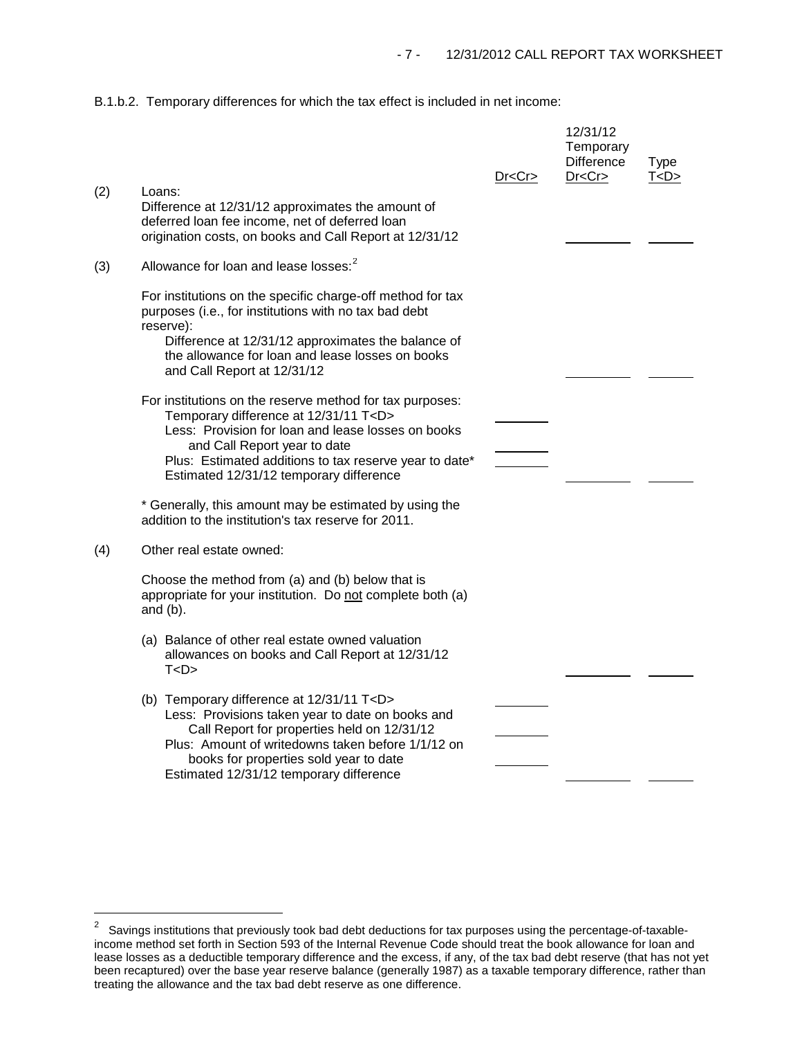B.1.b.2. Temporary differences for which the tax effect is included in net income:

| | | Dr<Cr> | 12/31/12 Temporary Difference Dr<Cr> | Type T<D> |
|---|---|---|---|---|
| (2) | Loans:<br>Difference at 12/31/12 approximates the amount of deferred loan fee income, net of deferred loan origination costs, on books and Call Report at 12/31/12 | | ________ | ______ |
| (3) | Allowance for loan and lease losses:[2] | | | |
| | For institutions on the specific charge-off method for tax purposes (i.e., for institutions with no tax bad debt reserve):<br>Difference at 12/31/12 approximates the balance of the allowance for loan and lease losses on books and Call Report at 12/31/12 | | ________ | ______ |
| | For institutions on the reserve method for tax purposes:<br>Temporary difference at 12/31/11 T<D> | ______ | | |
| | Less: Provision for loan and lease losses on books and Call Report year to date | ______ | | |
| | Plus: Estimated additions to tax reserve year to date* | ______ | | |
| | Estimated 12/31/12 temporary difference | | ________ | ______ |
| | * Generally, this amount may be estimated by using the addition to the institution's tax reserve for 2011. | | | |
| (4) | Other real estate owned:<br>Choose the method from (a) and (b) below that is appropriate for your institution. Do not complete both (a) and (b). | | | |
| | (a) Balance of other real estate owned valuation allowances on books and Call Report at 12/31/12 T<D> | | ________ | ______ |
| | (b) Temporary difference at 12/31/11 T<D> | ______ | | |
| | Less: Provisions taken year to date on books and Call Report for properties held on 12/31/12 | ______ | | |
| | Plus: Amount of writedowns taken before 1/1/12 on books for properties sold year to date | ______ | | |
| | Estimated 12/31/12 temporary difference | | ________ | ______ |

[2] Savings institutions that previously took bad debt deductions for tax purposes using the percentage-of-taxable-income method set forth in Section 593 of the Internal Revenue Code should treat the book allowance for loan and lease losses as a deductible temporary difference and the excess, if any, of the tax bad debt reserve (that has not yet been recaptured) over the base year reserve balance (generally 1987) as a taxable temporary difference, rather than treating the allowance and the tax bad debt reserve as one difference.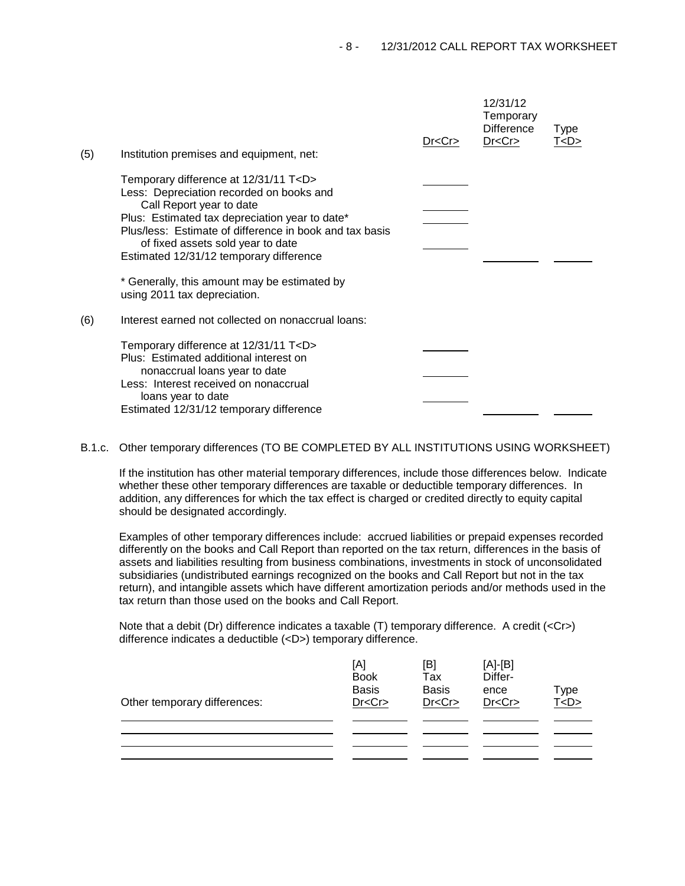| | | Dr<Cr> | 12/31/12 Temporary Difference Dr<Cr> | Type T<D> |
|---|---|---|---|---|
| (5) | Institution premises and equipment, net: | | | |
| | Temporary difference at 12/31/11 T<D> | ________ | | |
| | Less: Depreciation recorded on books and Call Report year to date | ________ | | |
| | Plus: Estimated tax depreciation year to date* | ________ | | |
| | Plus/less: Estimate of difference in book and tax basis of fixed assets sold year to date | ________ | | |
| | Estimated 12/31/12 temporary difference | | ________ | ________ |

\* Generally, this amount may be estimated by using 2011 tax depreciation.

| | | Dr<Cr> | 12/31/12 Temporary Difference Dr<Cr> | Type T<D> |
|---|---|---|---|---|
| (6) | Interest earned not collected on nonaccrual loans: | | | |
| | Temporary difference at 12/31/11 T<D> | ________ | | |
| | Plus: Estimated additional interest on nonaccrual loans year to date | ________ | | |
| | Less: Interest received on nonaccrual loans year to date | ________ | | |
| | Estimated 12/31/12 temporary difference | | ________ | ________ |

B.1.c. Other temporary differences (TO BE COMPLETED BY ALL INSTITUTIONS USING WORKSHEET)

If the institution has other material temporary differences, include those differences below. Indicate whether these other temporary differences are taxable or deductible temporary differences. In addition, any differences for which the tax effect is charged or credited directly to equity capital should be designated accordingly.

Examples of other temporary differences include: accrued liabilities or prepaid expenses recorded differently on the books and Call Report than reported on the tax return, differences in the basis of assets and liabilities resulting from business combinations, investments in stock of unconsolidated subsidiaries (undistributed earnings recognized on the books and Call Report but not in the tax return), and intangible assets which have different amortization periods and/or methods used in the tax return than those used on the books and Call Report.

Note that a debit (Dr) difference indicates a taxable (T) temporary difference. A credit (<Cr>) difference indicates a deductible (<D>) temporary difference.

| Other temporary differences: | [A] Book Basis Dr<Cr> | [B] Tax Basis Dr<Cr> | [A]-[B] Difference Dr<Cr> | Type T<D> |
|---|---|---|---|---|
| ________ | ________ | ________ | ________ | ________ |
| ________ | ________ | ________ | ________ | ________ |
| ________ | ________ | ________ | ________ | ________ |
| ________ | ________ | ________ | ________ | ________ |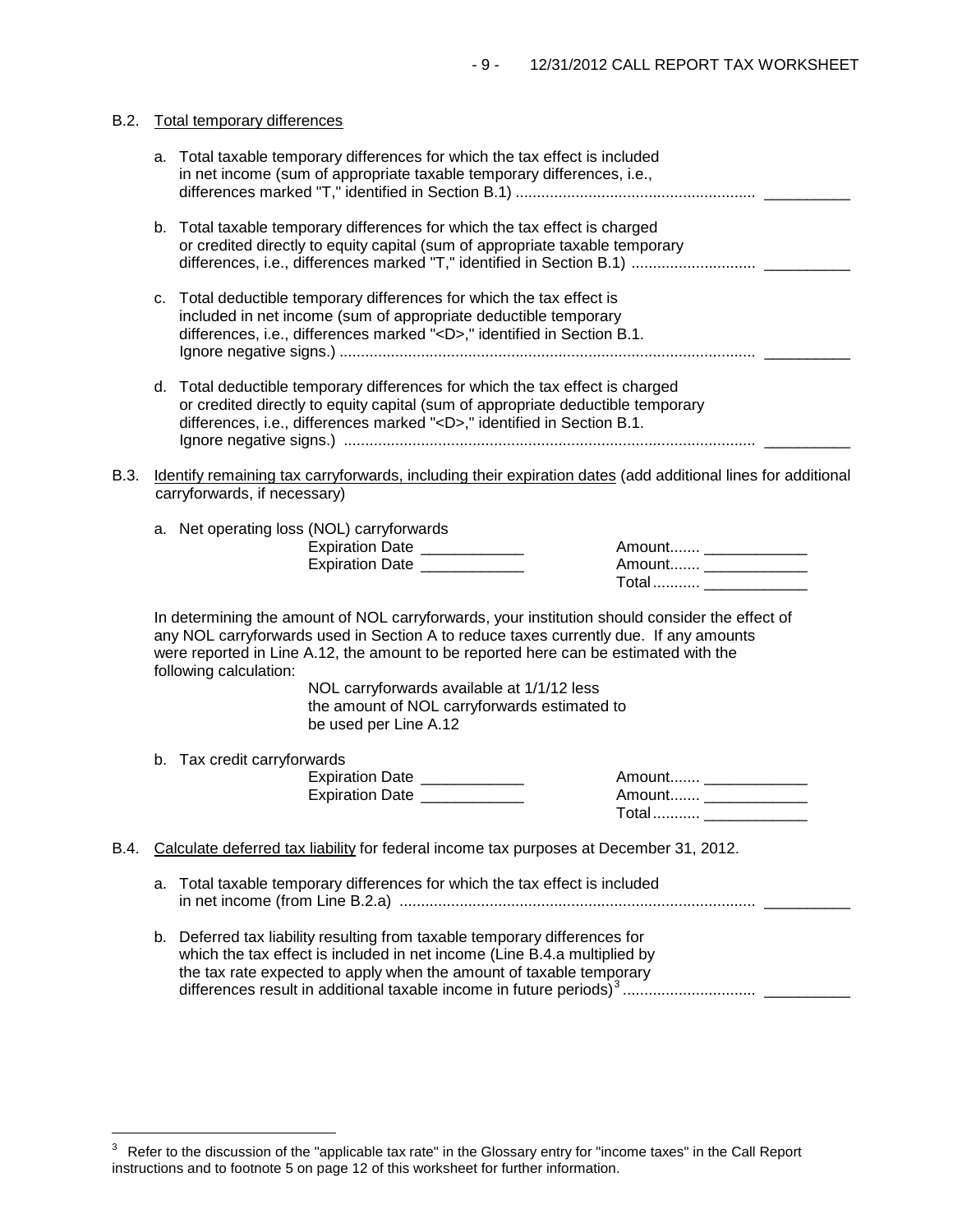B.2. Total temporary differences

a. Total taxable temporary differences for which the tax effect is included in net income (sum of appropriate taxable temporary differences, i.e., differences marked "T," identified in Section B.1) ........................................................ __________

b. Total taxable temporary differences for which the tax effect is charged or credited directly to equity capital (sum of appropriate taxable temporary differences, i.e., differences marked "T," identified in Section B.1) ............................ __________

c. Total deductible temporary differences for which the tax effect is included in net income (sum of appropriate deductible temporary differences, i.e., differences marked "<D>," identified in Section B.1. Ignore negative signs.) ................................................................................................. __________

d. Total deductible temporary differences for which the tax effect is charged or credited directly to equity capital (sum of appropriate deductible temporary differences, i.e., differences marked "<D>," identified in Section B.1. Ignore negative signs.) ................................................................................................. __________

B.3. Identify remaining tax carryforwards, including their expiration dates (add additional lines for additional carryforwards, if necessary)

a. Net operating loss (NOL) carryforwards

| | |
|---|---|
| Expiration Date ____________ | Amount....... ____________ |
| Expiration Date ____________ | Amount....... ____________ |
| | Total........... ____________ |

In determining the amount of NOL carryforwards, your institution should consider the effect of any NOL carryforwards used in Section A to reduce taxes currently due. If any amounts were reported in Line A.12, the amount to be reported here can be estimated with the following calculation:

NOL carryforwards available at 1/1/12 less the amount of NOL carryforwards estimated to be used per Line A.12

b. Tax credit carryforwards

| | |
|---|---|
| Expiration Date ____________ | Amount....... ____________ |
| Expiration Date ____________ | Amount....... ____________ |
| | Total........... ____________ |

B.4. Calculate deferred tax liability for federal income tax purposes at December 31, 2012.

a. Total taxable temporary differences for which the tax effect is included in net income (from Line B.2.a) .................................................................................. __________

b. Deferred tax liability resulting from taxable temporary differences for which the tax effect is included in net income (Line B.4.a multiplied by the tax rate expected to apply when the amount of taxable temporary differences result in additional taxable income in future periods)[3] .............................. __________

[3] Refer to the discussion of the "applicable tax rate" in the Glossary entry for "income taxes" in the Call Report instructions and to footnote 5 on page 12 of this worksheet for further information.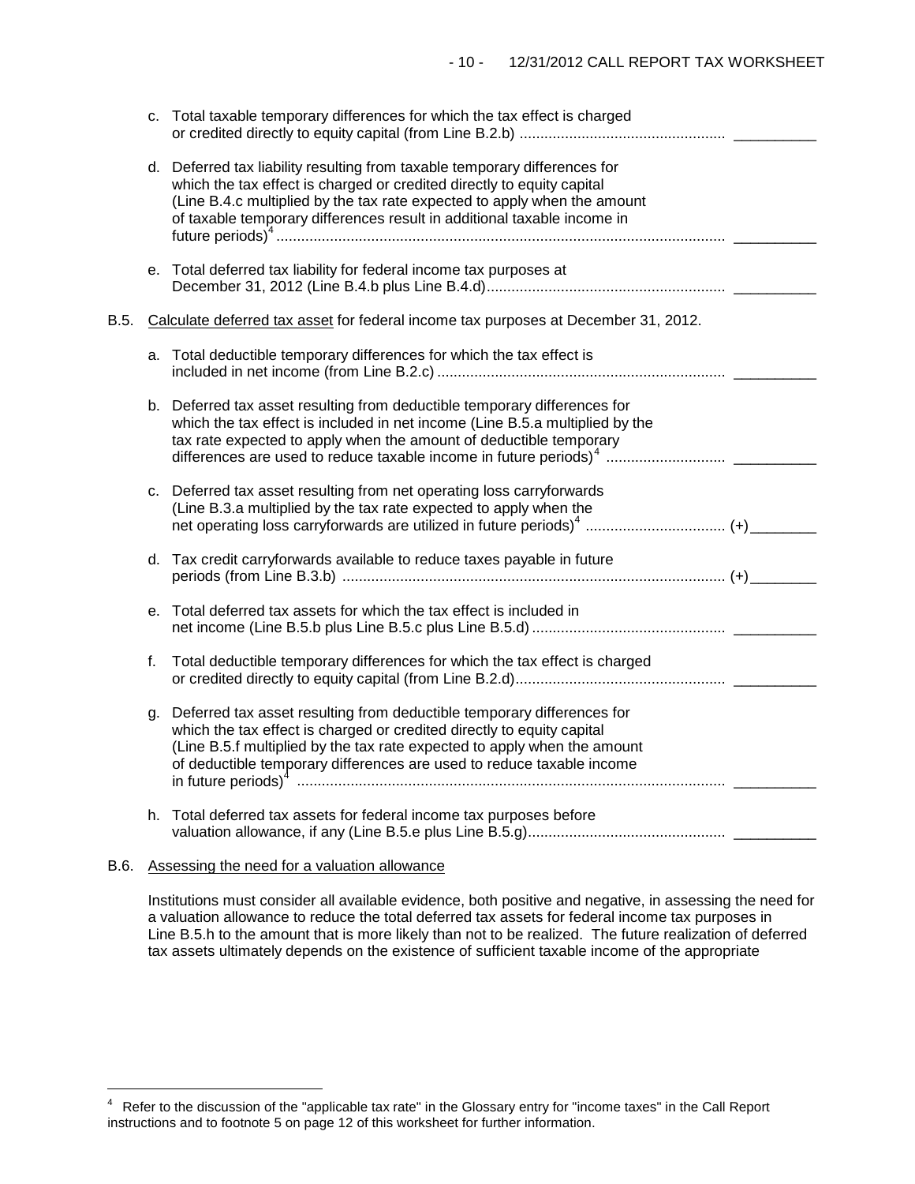c. Total taxable temporary differences for which the tax effect is charged or credited directly to equity capital (from Line B.2.b) .................................................. __________

d. Deferred tax liability resulting from taxable temporary differences for which the tax effect is charged or credited directly to equity capital (Line B.4.c multiplied by the tax rate expected to apply when the amount of taxable temporary differences result in additional taxable income in future periods)[4] ............................................................................................................ __________

e. Total deferred tax liability for federal income tax purposes at December 31, 2012 (Line B.4.b plus Line B.4.d).......................................................... __________

B.5. Calculate deferred tax asset for federal income tax purposes at December 31, 2012.

a. Total deductible temporary differences for which the tax effect is included in net income (from Line B.2.c) ...................................................................... __________

b. Deferred tax asset resulting from deductible temporary differences for which the tax effect is included in net income (Line B.5.a multiplied by the tax rate expected to apply when the amount of deductible temporary differences are used to reduce taxable income in future periods)[4] ............................ __________

c. Deferred tax asset resulting from net operating loss carryforwards (Line B.3.a multiplied by the tax rate expected to apply when the net operating loss carryforwards are utilized in future periods)[4] ................................. (+)________

d. Tax credit carryforwards available to reduce taxes payable in future periods (from Line B.3.b) ............................................................................................ (+)________

e. Total deferred tax assets for which the tax effect is included in net income (Line B.5.b plus Line B.5.c plus Line B.5.d) .............................................. __________

f. Total deductible temporary differences for which the tax effect is charged or credited directly to equity capital (from Line B.2.d).................................................. __________

g. Deferred tax asset resulting from deductible temporary differences for which the tax effect is charged or credited directly to equity capital (Line B.5.f multiplied by the tax rate expected to apply when the amount of deductible temporary differences are used to reduce taxable income in future periods)[4] ....................................................................................................... __________

h. Total deferred tax assets for federal income tax purposes before valuation allowance, if any (Line B.5.e plus Line B.5.g)................................................ __________

B.6. Assessing the need for a valuation allowance

Institutions must consider all available evidence, both positive and negative, in assessing the need for a valuation allowance to reduce the total deferred tax assets for federal income tax purposes in Line B.5.h to the amount that is more likely than not to be realized. The future realization of deferred tax assets ultimately depends on the existence of sufficient taxable income of the appropriate

---

[4] Refer to the discussion of the "applicable tax rate" in the Glossary entry for "income taxes" in the Call Report instructions and to footnote 5 on page 12 of this worksheet for further information.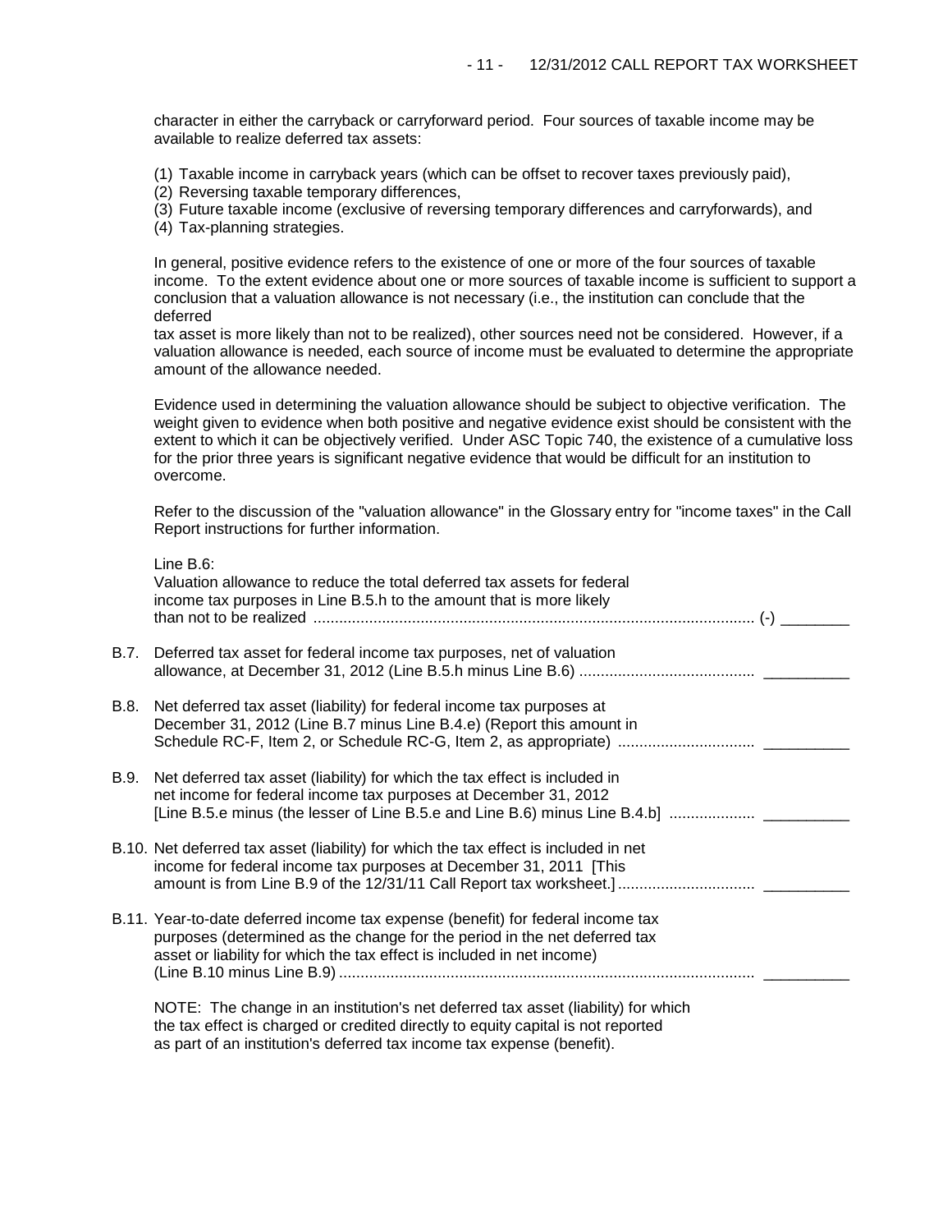character in either the carryback or carryforward period. Four sources of taxable income may be available to realize deferred tax assets:

(1) Taxable income in carryback years (which can be offset to recover taxes previously paid),
(2) Reversing taxable temporary differences,
(3) Future taxable income (exclusive of reversing temporary differences and carryforwards), and
(4) Tax-planning strategies.

In general, positive evidence refers to the existence of one or more of the four sources of taxable income. To the extent evidence about one or more sources of taxable income is sufficient to support a conclusion that a valuation allowance is not necessary (i.e., the institution can conclude that the deferred tax asset is more likely than not to be realized), other sources need not be considered. However, if a valuation allowance is needed, each source of income must be evaluated to determine the appropriate amount of the allowance needed.

Evidence used in determining the valuation allowance should be subject to objective verification. The weight given to evidence when both positive and negative evidence exist should be consistent with the extent to which it can be objectively verified. Under ASC Topic 740, the existence of a cumulative loss for the prior three years is significant negative evidence that would be difficult for an institution to overcome.

Refer to the discussion of the "valuation allowance" in the Glossary entry for "income taxes" in the Call Report instructions for further information.

Line B.6:
Valuation allowance to reduce the total deferred tax assets for federal income tax purposes in Line B.5.h to the amount that is more likely than not to be realized ........ (-) ________

B.7. Deferred tax asset for federal income tax purposes, net of valuation allowance, at December 31, 2012 (Line B.5.h minus Line B.6) ........ __________

B.8. Net deferred tax asset (liability) for federal income tax purposes at December 31, 2012 (Line B.7 minus Line B.4.e) (Report this amount in Schedule RC-F, Item 2, or Schedule RC-G, Item 2, as appropriate) ........ __________

B.9. Net deferred tax asset (liability) for which the tax effect is included in net income for federal income tax purposes at December 31, 2012 [Line B.5.e minus (the lesser of Line B.5.e and Line B.6) minus Line B.4.b] ........ __________

B.10. Net deferred tax asset (liability) for which the tax effect is included in net income for federal income tax purposes at December 31, 2011 [This amount is from Line B.9 of the 12/31/11 Call Report tax worksheet.] ........ __________

B.11. Year-to-date deferred income tax expense (benefit) for federal income tax purposes (determined as the change for the period in the net deferred tax asset or liability for which the tax effect is included in net income) (Line B.10 minus Line B.9) ........ __________

NOTE: The change in an institution's net deferred tax asset (liability) for which the tax effect is charged or credited directly to equity capital is not reported as part of an institution's deferred tax income tax expense (benefit).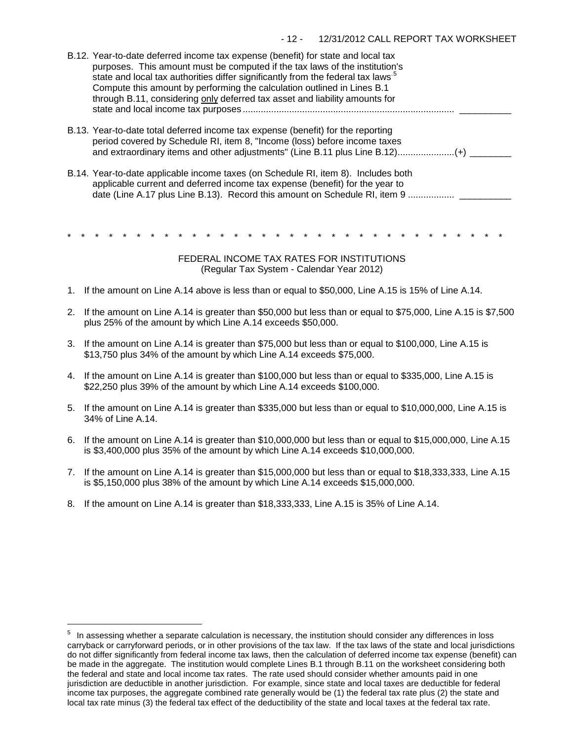B.12. Year-to-date deferred income tax expense (benefit) for state and local tax purposes. This amount must be computed if the tax laws of the institution's state and local tax authorities differ significantly from the federal tax laws.[5] Compute this amount by performing the calculation outlined in Lines B.1 through B.11, considering only deferred tax asset and liability amounts for state and local income tax purposes .................................................................................. __________

B.13. Year-to-date total deferred income tax expense (benefit) for the reporting period covered by Schedule RI, item 8, "Income (loss) before income taxes and extraordinary items and other adjustments" (Line B.11 plus Line B.12).....................(+) ________

B.14. Year-to-date applicable income taxes (on Schedule RI, item 8). Includes both applicable current and deferred income tax expense (benefit) for the year to date (Line A.17 plus Line B.13). Record this amount on Schedule RI, item 9 ................. __________

\* \* \* \* \* \* \* \* \* \* \* \* \* \* \* \* \* \* \* \* \* \* \* \* \* \* \* \* \* \* \* \* \* \* \* \*

## FEDERAL INCOME TAX RATES FOR INSTITUTIONS
(Regular Tax System - Calendar Year 2012)

1. If the amount on Line A.14 above is less than or equal to $50,000, Line A.15 is 15% of Line A.14.
2. If the amount on Line A.14 is greater than $50,000 but less than or equal to $75,000, Line A.15 is $7,500 plus 25% of the amount by which Line A.14 exceeds $50,000.
3. If the amount on Line A.14 is greater than $75,000 but less than or equal to $100,000, Line A.15 is $13,750 plus 34% of the amount by which Line A.14 exceeds $75,000.
4. If the amount on Line A.14 is greater than $100,000 but less than or equal to $335,000, Line A.15 is $22,250 plus 39% of the amount by which Line A.14 exceeds $100,000.
5. If the amount on Line A.14 is greater than $335,000 but less than or equal to $10,000,000, Line A.15 is 34% of Line A.14.
6. If the amount on Line A.14 is greater than $10,000,000 but less than or equal to $15,000,000, Line A.15 is $3,400,000 plus 35% of the amount by which Line A.14 exceeds $10,000,000.
7. If the amount on Line A.14 is greater than $15,000,000 but less than or equal to $18,333,333, Line A.15 is $5,150,000 plus 38% of the amount by which Line A.14 exceeds $15,000,000.
8. If the amount on Line A.14 is greater than $18,333,333, Line A.15 is 35% of Line A.14.

---

[5] In assessing whether a separate calculation is necessary, the institution should consider any differences in loss carryback or carryforward periods, or in other provisions of the tax law. If the tax laws of the state and local jurisdictions do not differ significantly from federal income tax laws, then the calculation of deferred income tax expense (benefit) can be made in the aggregate. The institution would complete Lines B.1 through B.11 on the worksheet considering both the federal and state and local income tax rates. The rate used should consider whether amounts paid in one jurisdiction are deductible in another jurisdiction. For example, since state and local taxes are deductible for federal income tax purposes, the aggregate combined rate generally would be (1) the federal tax rate plus (2) the state and local tax rate minus (3) the federal tax effect of the deductibility of the state and local taxes at the federal tax rate.